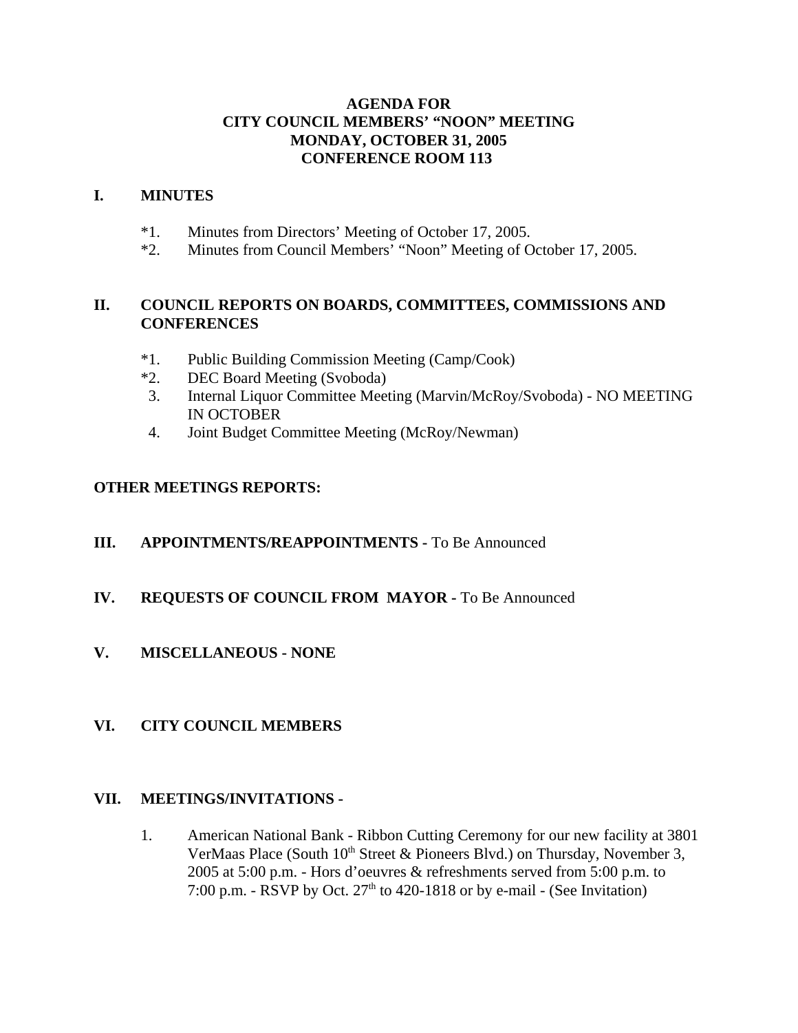**AGENDA FOR**
**CITY COUNCIL MEMBERS' "NOON" MEETING**
**MONDAY, OCTOBER 31, 2005**
**CONFERENCE ROOM 113**

## I. MINUTES

*1. Minutes from Directors' Meeting of October 17, 2005.
*2. Minutes from Council Members' "Noon" Meeting of October 17, 2005.

## II. COUNCIL REPORTS ON BOARDS, COMMITTEES, COMMISSIONS AND CONFERENCES

*1. Public Building Commission Meeting (Camp/Cook)
*2. DEC Board Meeting (Svoboda)
3. Internal Liquor Committee Meeting (Marvin/McRoy/Svoboda) - NO MEETING IN OCTOBER
4. Joint Budget Committee Meeting (McRoy/Newman)

## OTHER MEETINGS REPORTS:

## III. APPOINTMENTS/REAPPOINTMENTS - To Be Announced

## IV. REQUESTS OF COUNCIL FROM MAYOR - To Be Announced

## V. MISCELLANEOUS - NONE

## VI. CITY COUNCIL MEMBERS

## VII. MEETINGS/INVITATIONS -

1. American National Bank - Ribbon Cutting Ceremony for our new facility at 3801 VerMaas Place (South 10th Street & Pioneers Blvd.) on Thursday, November 3, 2005 at 5:00 p.m. - Hors d'oeuvres & refreshments served from 5:00 p.m. to 7:00 p.m. - RSVP by Oct. 27th to 420-1818 or by e-mail - (See Invitation)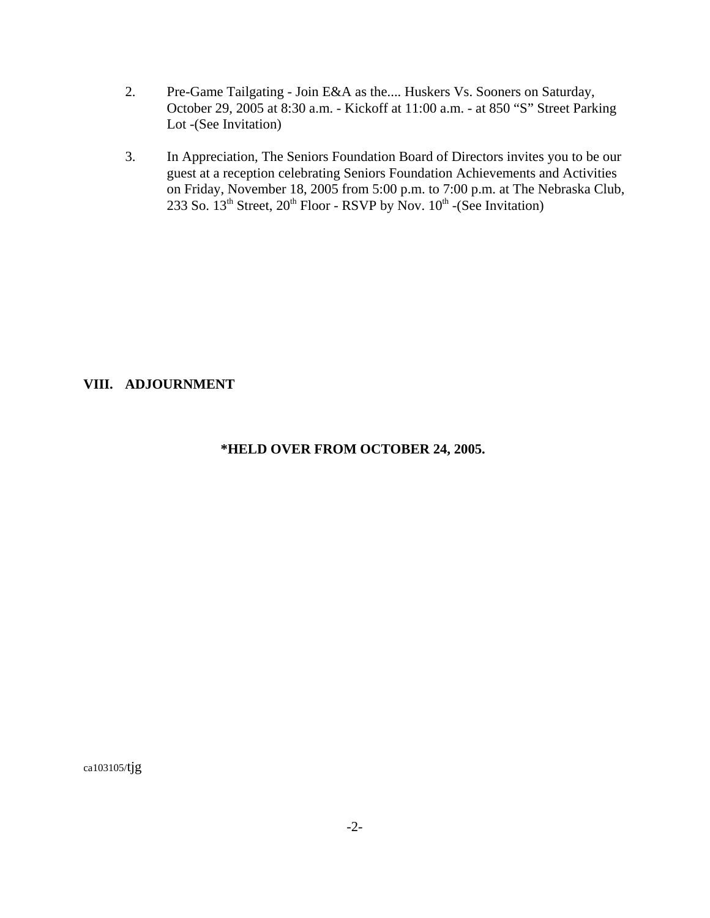2. Pre-Game Tailgating - Join E&A as the.... Huskers Vs. Sooners on Saturday, October 29, 2005 at 8:30 a.m. - Kickoff at 11:00 a.m. - at 850 "S" Street Parking Lot -(See Invitation)

3. In Appreciation, The Seniors Foundation Board of Directors invites you to be our guest at a reception celebrating Seniors Foundation Achievements and Activities on Friday, November 18, 2005 from 5:00 p.m. to 7:00 p.m. at The Nebraska Club, 233 So. 13th Street, 20th Floor - RSVP by Nov. 10th -(See Invitation)

**VIII. ADJOURNMENT**

**\*HELD OVER FROM OCTOBER 24, 2005.**

ca103105/tjg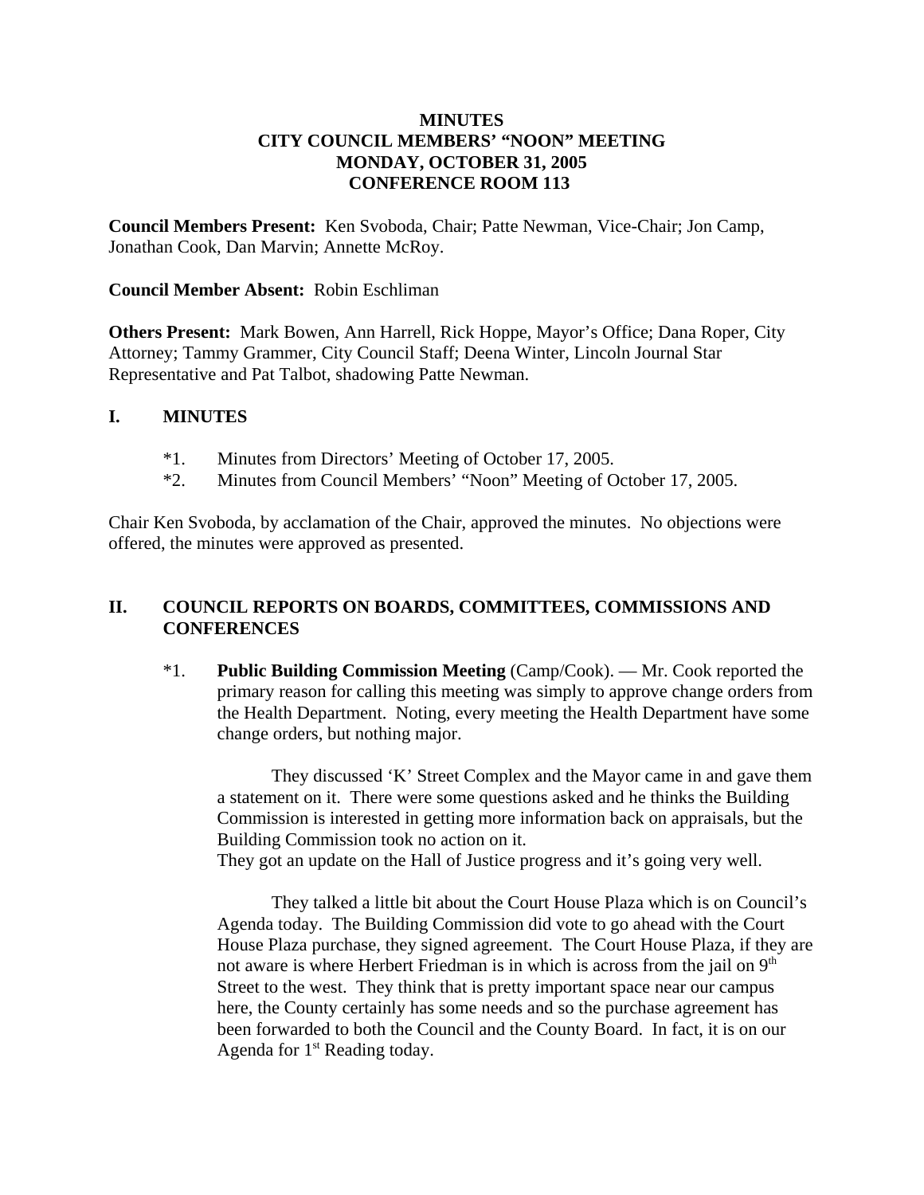**MINUTES**
**CITY COUNCIL MEMBERS' "NOON" MEETING**
**MONDAY, OCTOBER 31, 2005**
**CONFERENCE ROOM 113**

**Council Members Present:** Ken Svoboda, Chair; Patte Newman, Vice-Chair; Jon Camp, Jonathan Cook, Dan Marvin; Annette McRoy.

**Council Member Absent:** Robin Eschliman

**Others Present:** Mark Bowen, Ann Harrell, Rick Hoppe, Mayor's Office; Dana Roper, City Attorney; Tammy Grammer, City Council Staff; Deena Winter, Lincoln Journal Star Representative and Pat Talbot, shadowing Patte Newman.

## I. MINUTES

*1. Minutes from Directors' Meeting of October 17, 2005.
*2. Minutes from Council Members' "Noon" Meeting of October 17, 2005.

Chair Ken Svoboda, by acclamation of the Chair, approved the minutes. No objections were offered, the minutes were approved as presented.

## II. COUNCIL REPORTS ON BOARDS, COMMITTEES, COMMISSIONS AND CONFERENCES

*1. **Public Building Commission Meeting** (Camp/Cook). — Mr. Cook reported the primary reason for calling this meeting was simply to approve change orders from the Health Department. Noting, every meeting the Health Department have some change orders, but nothing major.

They discussed 'K' Street Complex and the Mayor came in and gave them a statement on it. There were some questions asked and he thinks the Building Commission is interested in getting more information back on appraisals, but the Building Commission took no action on it.
They got an update on the Hall of Justice progress and it's going very well.

They talked a little bit about the Court House Plaza which is on Council's Agenda today. The Building Commission did vote to go ahead with the Court House Plaza purchase, they signed agreement. The Court House Plaza, if they are not aware is where Herbert Friedman is in which is across from the jail on 9th Street to the west. They think that is pretty important space near our campus here, the County certainly has some needs and so the purchase agreement has been forwarded to both the Council and the County Board. In fact, it is on our Agenda for 1st Reading today.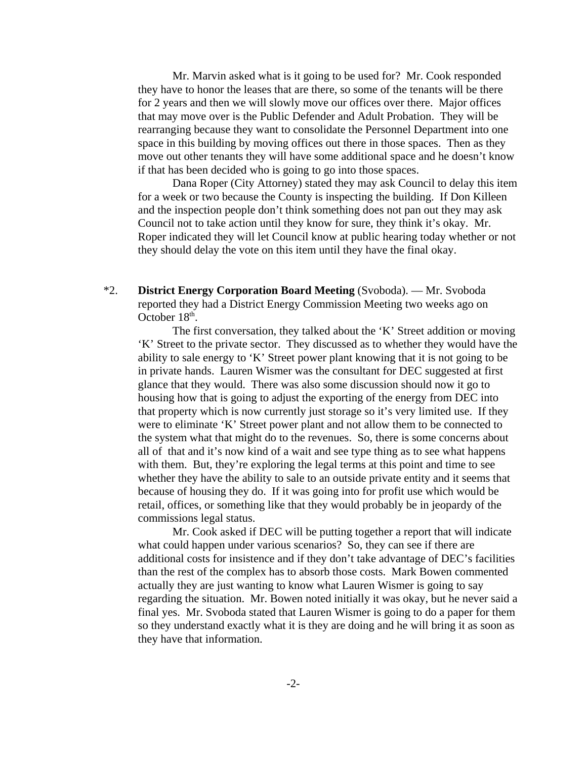Mr. Marvin asked what is it going to be used for? Mr. Cook responded they have to honor the leases that are there, so some of the tenants will be there for 2 years and then we will slowly move our offices over there. Major offices that may move over is the Public Defender and Adult Probation. They will be rearranging because they want to consolidate the Personnel Department into one space in this building by moving offices out there in those spaces. Then as they move out other tenants they will have some additional space and he doesn't know if that has been decided who is going to go into those spaces.

Dana Roper (City Attorney) stated they may ask Council to delay this item for a week or two because the County is inspecting the building. If Don Killeen and the inspection people don't think something does not pan out they may ask Council not to take action until they know for sure, they think it's okay. Mr. Roper indicated they will let Council know at public hearing today whether or not they should delay the vote on this item until they have the final okay.

*2. **District Energy Corporation Board Meeting** (Svoboda). — Mr. Svoboda reported they had a District Energy Commission Meeting two weeks ago on October 18th.

The first conversation, they talked about the 'K' Street addition or moving 'K' Street to the private sector. They discussed as to whether they would have the ability to sale energy to 'K' Street power plant knowing that it is not going to be in private hands. Lauren Wismer was the consultant for DEC suggested at first glance that they would. There was also some discussion should now it go to housing how that is going to adjust the exporting of the energy from DEC into that property which is now currently just storage so it's very limited use. If they were to eliminate 'K' Street power plant and not allow them to be connected to the system what that might do to the revenues. So, there is some concerns about all of that and it's now kind of a wait and see type thing as to see what happens with them. But, they're exploring the legal terms at this point and time to see whether they have the ability to sale to an outside private entity and it seems that because of housing they do. If it was going into for profit use which would be retail, offices, or something like that they would probably be in jeopardy of the commissions legal status.

Mr. Cook asked if DEC will be putting together a report that will indicate what could happen under various scenarios? So, they can see if there are additional costs for insistence and if they don't take advantage of DEC's facilities than the rest of the complex has to absorb those costs. Mark Bowen commented actually they are just wanting to know what Lauren Wismer is going to say regarding the situation. Mr. Bowen noted initially it was okay, but he never said a final yes. Mr. Svoboda stated that Lauren Wismer is going to do a paper for them so they understand exactly what it is they are doing and he will bring it as soon as they have that information.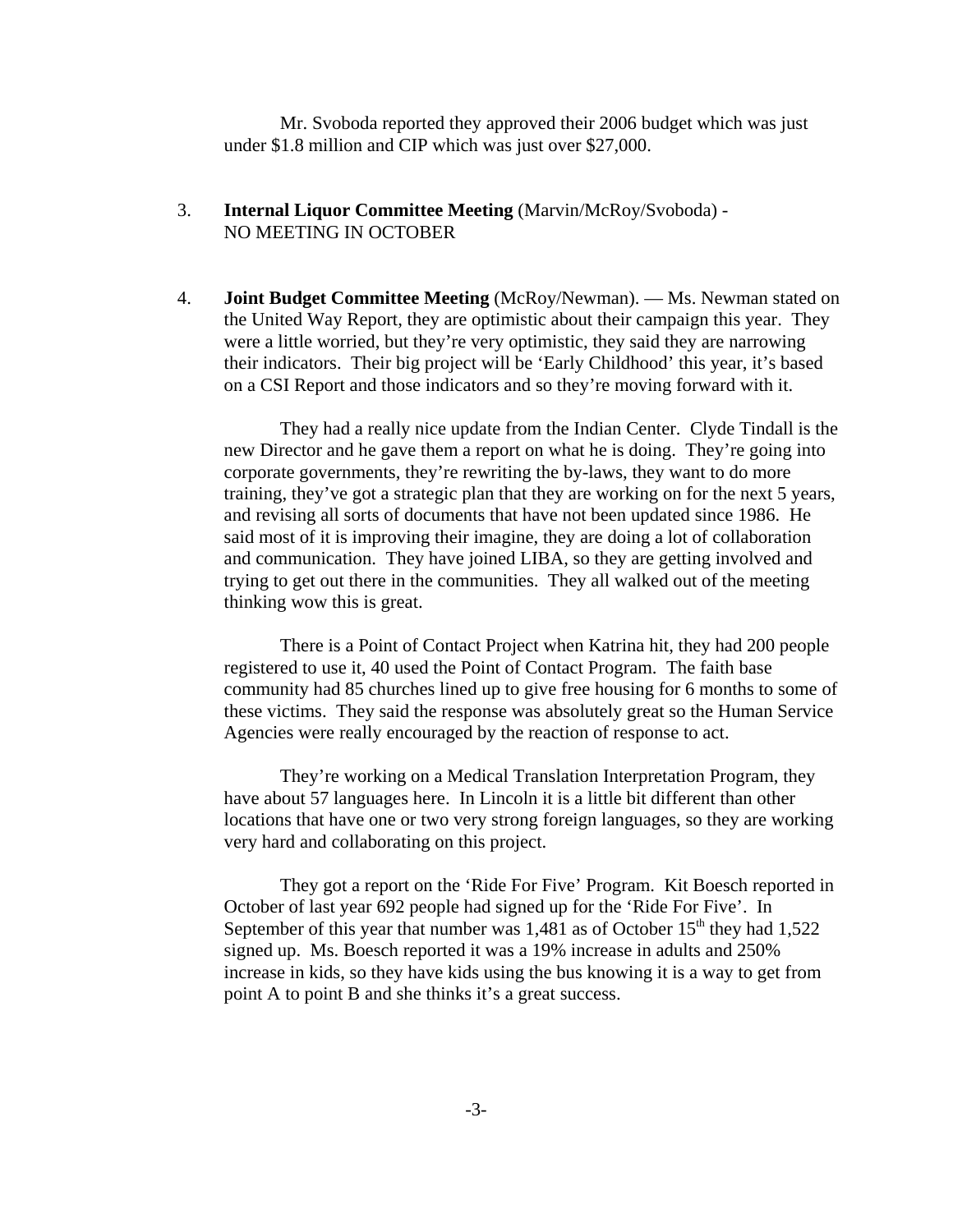Mr. Svoboda reported they approved their 2006 budget which was just under $1.8 million and CIP which was just over $27,000.

3. **Internal Liquor Committee Meeting** (Marvin/McRoy/Svoboda) - NO MEETING IN OCTOBER

4. **Joint Budget Committee Meeting** (McRoy/Newman). — Ms. Newman stated on the United Way Report, they are optimistic about their campaign this year. They were a little worried, but they're very optimistic, they said they are narrowing their indicators. Their big project will be 'Early Childhood' this year, it's based on a CSI Report and those indicators and so they're moving forward with it.

   They had a really nice update from the Indian Center. Clyde Tindall is the new Director and he gave them a report on what he is doing. They're going into corporate governments, they're rewriting the by-laws, they want to do more training, they've got a strategic plan that they are working on for the next 5 years, and revising all sorts of documents that have not been updated since 1986. He said most of it is improving their imagine, they are doing a lot of collaboration and communication. They have joined LIBA, so they are getting involved and trying to get out there in the communities. They all walked out of the meeting thinking wow this is great.

   There is a Point of Contact Project when Katrina hit, they had 200 people registered to use it, 40 used the Point of Contact Program. The faith base community had 85 churches lined up to give free housing for 6 months to some of these victims. They said the response was absolutely great so the Human Service Agencies were really encouraged by the reaction of response to act.

   They're working on a Medical Translation Interpretation Program, they have about 57 languages here. In Lincoln it is a little bit different than other locations that have one or two very strong foreign languages, so they are working very hard and collaborating on this project.

   They got a report on the 'Ride For Five' Program. Kit Boesch reported in October of last year 692 people had signed up for the 'Ride For Five'. In September of this year that number was 1,481 as of October 15th they had 1,522 signed up. Ms. Boesch reported it was a 19% increase in adults and 250% increase in kids, so they have kids using the bus knowing it is a way to get from point A to point B and she thinks it's a great success.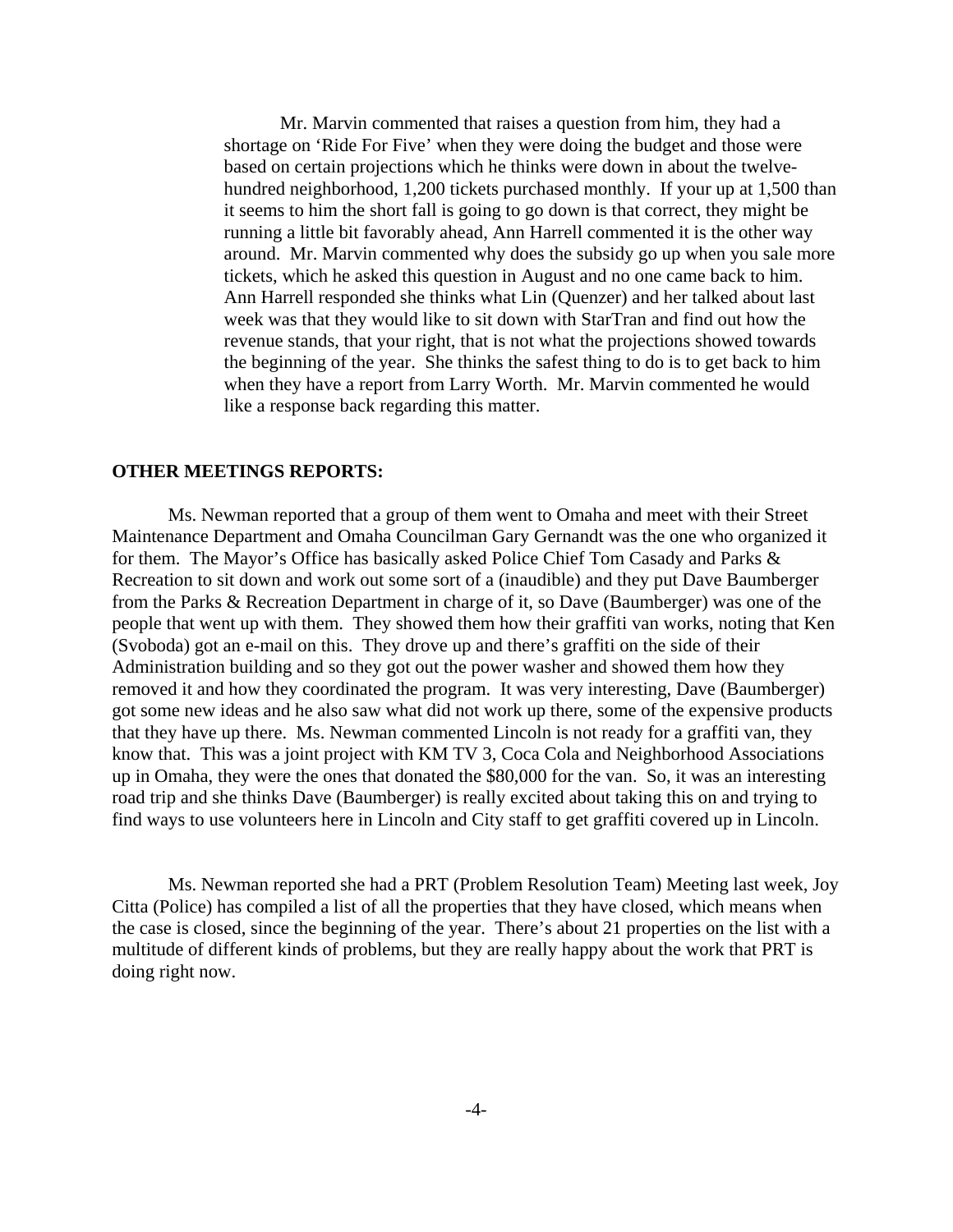Mr. Marvin commented that raises a question from him, they had a shortage on 'Ride For Five' when they were doing the budget and those were based on certain projections which he thinks were down in about the twelve-hundred neighborhood, 1,200 tickets purchased monthly. If your up at 1,500 than it seems to him the short fall is going to go down is that correct, they might be running a little bit favorably ahead, Ann Harrell commented it is the other way around. Mr. Marvin commented why does the subsidy go up when you sale more tickets, which he asked this question in August and no one came back to him. Ann Harrell responded she thinks what Lin (Quenzer) and her talked about last week was that they would like to sit down with StarTran and find out how the revenue stands, that your right, that is not what the projections showed towards the beginning of the year. She thinks the safest thing to do is to get back to him when they have a report from Larry Worth. Mr. Marvin commented he would like a response back regarding this matter.

**OTHER MEETINGS REPORTS:**

Ms. Newman reported that a group of them went to Omaha and meet with their Street Maintenance Department and Omaha Councilman Gary Gernandt was the one who organized it for them. The Mayor's Office has basically asked Police Chief Tom Casady and Parks & Recreation to sit down and work out some sort of a (inaudible) and they put Dave Baumberger from the Parks & Recreation Department in charge of it, so Dave (Baumberger) was one of the people that went up with them. They showed them how their graffiti van works, noting that Ken (Svoboda) got an e-mail on this. They drove up and there's graffiti on the side of their Administration building and so they got out the power washer and showed them how they removed it and how they coordinated the program. It was very interesting, Dave (Baumberger) got some new ideas and he also saw what did not work up there, some of the expensive products that they have up there. Ms. Newman commented Lincoln is not ready for a graffiti van, they know that. This was a joint project with KM TV 3, Coca Cola and Neighborhood Associations up in Omaha, they were the ones that donated the $80,000 for the van. So, it was an interesting road trip and she thinks Dave (Baumberger) is really excited about taking this on and trying to find ways to use volunteers here in Lincoln and City staff to get graffiti covered up in Lincoln.

Ms. Newman reported she had a PRT (Problem Resolution Team) Meeting last week, Joy Citta (Police) has compiled a list of all the properties that they have closed, which means when the case is closed, since the beginning of the year. There's about 21 properties on the list with a multitude of different kinds of problems, but they are really happy about the work that PRT is doing right now.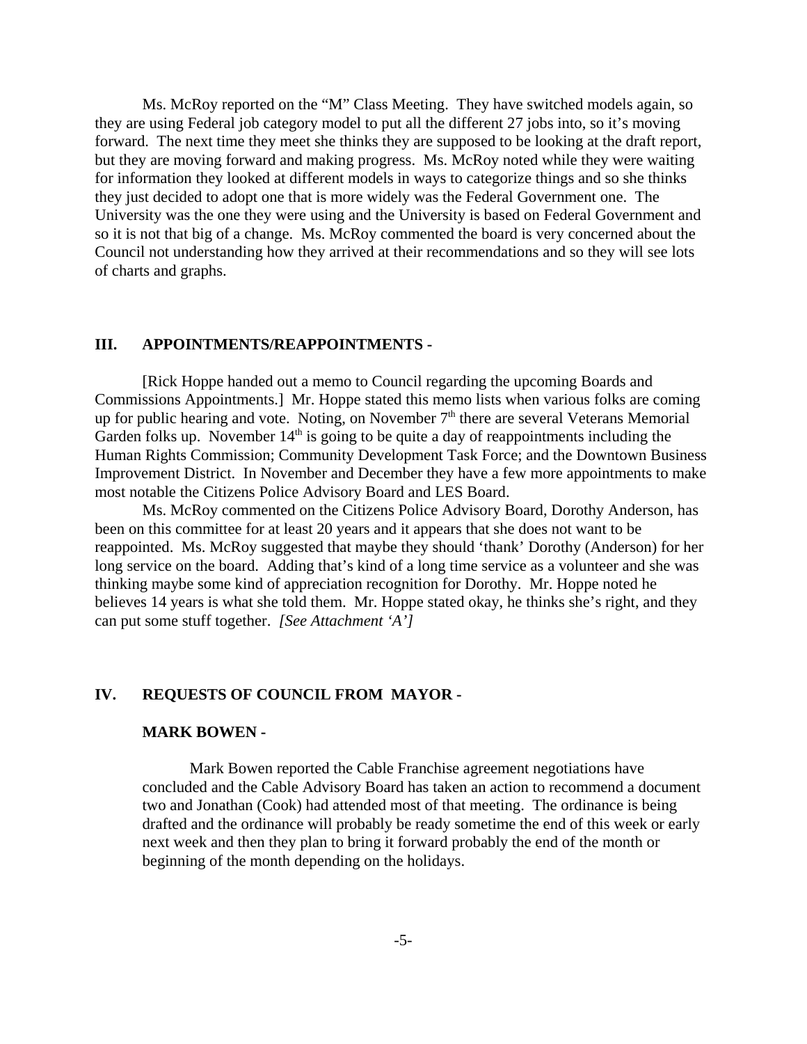Ms. McRoy reported on the "M" Class Meeting. They have switched models again, so they are using Federal job category model to put all the different 27 jobs into, so it's moving forward. The next time they meet she thinks they are supposed to be looking at the draft report, but they are moving forward and making progress. Ms. McRoy noted while they were waiting for information they looked at different models in ways to categorize things and so she thinks they just decided to adopt one that is more widely was the Federal Government one. The University was the one they were using and the University is based on Federal Government and so it is not that big of a change. Ms. McRoy commented the board is very concerned about the Council not understanding how they arrived at their recommendations and so they will see lots of charts and graphs.

## III. APPOINTMENTS/REAPPOINTMENTS -

[Rick Hoppe handed out a memo to Council regarding the upcoming Boards and Commissions Appointments.] Mr. Hoppe stated this memo lists when various folks are coming up for public hearing and vote. Noting, on November 7th there are several Veterans Memorial Garden folks up. November 14th is going to be quite a day of reappointments including the Human Rights Commission; Community Development Task Force; and the Downtown Business Improvement District. In November and December they have a few more appointments to make most notable the Citizens Police Advisory Board and LES Board.

Ms. McRoy commented on the Citizens Police Advisory Board, Dorothy Anderson, has been on this committee for at least 20 years and it appears that she does not want to be reappointed. Ms. McRoy suggested that maybe they should 'thank' Dorothy (Anderson) for her long service on the board. Adding that's kind of a long time service as a volunteer and she was thinking maybe some kind of appreciation recognition for Dorothy. Mr. Hoppe noted he believes 14 years is what she told them. Mr. Hoppe stated okay, he thinks she's right, and they can put some stuff together. *[See Attachment 'A']*

## IV. REQUESTS OF COUNCIL FROM MAYOR -

### MARK BOWEN -

Mark Bowen reported the Cable Franchise agreement negotiations have concluded and the Cable Advisory Board has taken an action to recommend a document two and Jonathan (Cook) had attended most of that meeting. The ordinance is being drafted and the ordinance will probably be ready sometime the end of this week or early next week and then they plan to bring it forward probably the end of the month or beginning of the month depending on the holidays.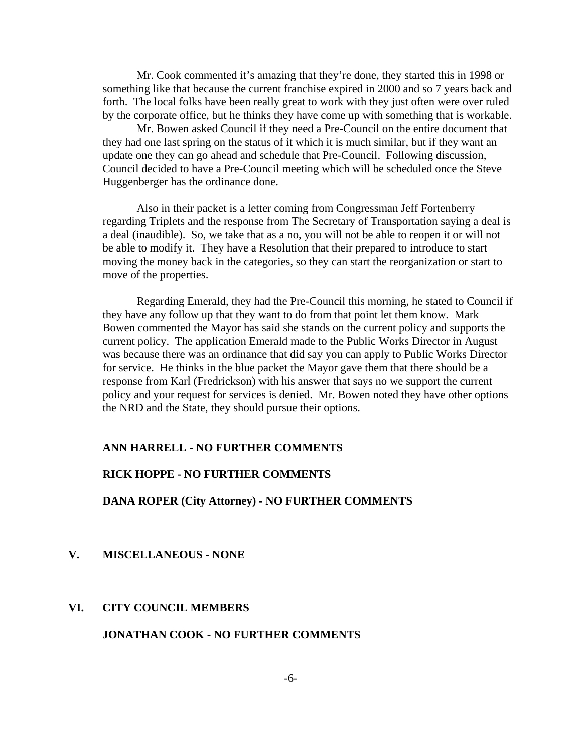Mr. Cook commented it's amazing that they're done, they started this in 1998 or something like that because the current franchise expired in 2000 and so 7 years back and forth. The local folks have been really great to work with they just often were over ruled by the corporate office, but he thinks they have come up with something that is workable.

Mr. Bowen asked Council if they need a Pre-Council on the entire document that they had one last spring on the status of it which it is much similar, but if they want an update one they can go ahead and schedule that Pre-Council. Following discussion, Council decided to have a Pre-Council meeting which will be scheduled once the Steve Huggenberger has the ordinance done.

Also in their packet is a letter coming from Congressman Jeff Fortenberry regarding Triplets and the response from The Secretary of Transportation saying a deal is a deal (inaudible). So, we take that as a no, you will not be able to reopen it or will not be able to modify it. They have a Resolution that their prepared to introduce to start moving the money back in the categories, so they can start the reorganization or start to move of the properties.

Regarding Emerald, they had the Pre-Council this morning, he stated to Council if they have any follow up that they want to do from that point let them know. Mark Bowen commented the Mayor has said she stands on the current policy and supports the current policy. The application Emerald made to the Public Works Director in August was because there was an ordinance that did say you can apply to Public Works Director for service. He thinks in the blue packet the Mayor gave them that there should be a response from Karl (Fredrickson) with his answer that says no we support the current policy and your request for services is denied. Mr. Bowen noted they have other options the NRD and the State, they should pursue their options.

**ANN HARRELL - NO FURTHER COMMENTS**

**RICK HOPPE - NO FURTHER COMMENTS**

**DANA ROPER (City Attorney) - NO FURTHER COMMENTS**

## V. MISCELLANEOUS - NONE

## VI. CITY COUNCIL MEMBERS

**JONATHAN COOK - NO FURTHER COMMENTS**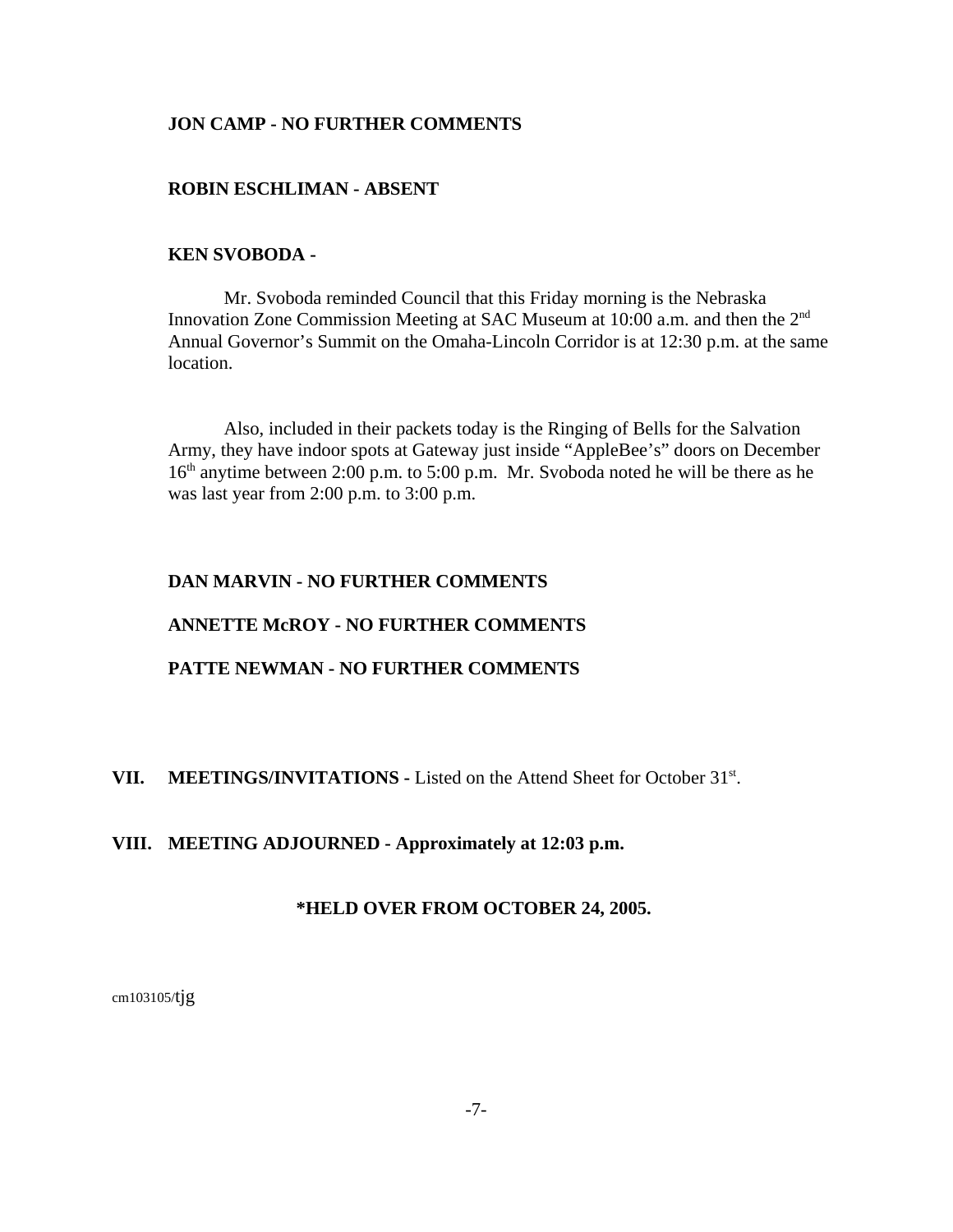**JON CAMP - NO FURTHER COMMENTS**

**ROBIN ESCHLIMAN - ABSENT**

**KEN SVOBODA -**

Mr. Svoboda reminded Council that this Friday morning is the Nebraska Innovation Zone Commission Meeting at SAC Museum at 10:00 a.m. and then the 2nd Annual Governor's Summit on the Omaha-Lincoln Corridor is at 12:30 p.m. at the same location.

Also, included in their packets today is the Ringing of Bells for the Salvation Army, they have indoor spots at Gateway just inside "AppleBee's" doors on December 16th anytime between 2:00 p.m. to 5:00 p.m. Mr. Svoboda noted he will be there as he was last year from 2:00 p.m. to 3:00 p.m.

**DAN MARVIN - NO FURTHER COMMENTS**

**ANNETTE McROY - NO FURTHER COMMENTS**

**PATTE NEWMAN - NO FURTHER COMMENTS**

**VII. MEETINGS/INVITATIONS -** Listed on the Attend Sheet for October 31st.

**VIII. MEETING ADJOURNED - Approximately at 12:03 p.m.**

**\*HELD OVER FROM OCTOBER 24, 2005.**

cm103105/tjg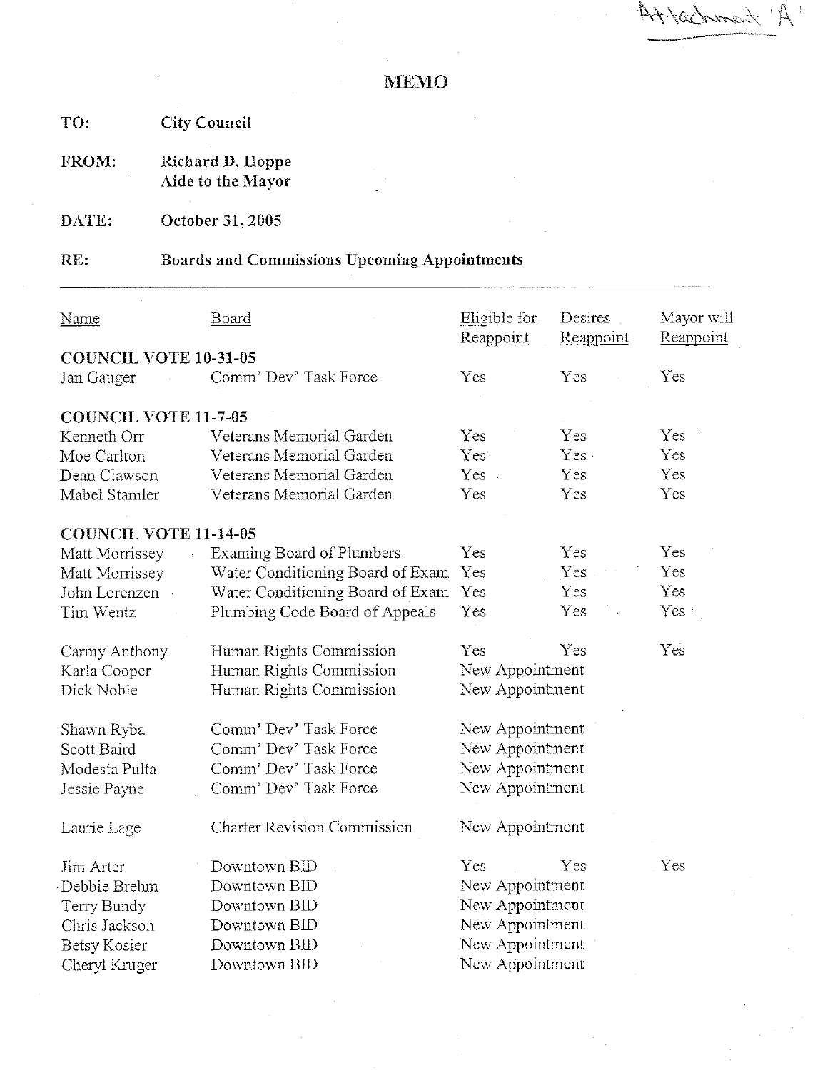Attachment 'A'

# MEMO

**TO:** City Council

**FROM:** Richard D. Hoppe
Aide to the Mayor

**DATE:** October 31, 2005

**RE:** Boards and Commissions Upcoming Appointments

| Name | Board | Eligible for Reappoint | Desires Reappoint | Mayor will Reappoint |
|---|---|---|---|---|
| **COUNCIL VOTE 10-31-05** | | | | |
| Jan Gauger | Comm' Dev' Task Force | Yes | Yes | Yes |
| **COUNCIL VOTE 11-7-05** | | | | |
| Kenneth Orr | Veterans Memorial Garden | Yes | Yes | Yes |
| Moe Carlton | Veterans Memorial Garden | Yes | Yes | Yes |
| Dean Clawson | Veterans Memorial Garden | Yes | Yes | Yes |
| Mabel Stamler | Veterans Memorial Garden | Yes | Yes | Yes |
| **COUNCIL VOTE 11-14-05** | | | | |
| Matt Morrissey | Examing Board of Plumbers | Yes | Yes | Yes |
| Matt Morrissey | Water Conditioning Board of Exam | Yes | Yes | Yes |
| John Lorenzen | Water Conditioning Board of Exam | Yes | Yes | Yes |
| Tim Wentz | Plumbing Code Board of Appeals | Yes | Yes | Yes |
| Carmy Anthony | Human Rights Commission | Yes | Yes | Yes |
| Karla Cooper | Human Rights Commission | New Appointment | | |
| Dick Noble | Human Rights Commission | New Appointment | | |
| Shawn Ryba | Comm' Dev' Task Force | New Appointment | | |
| Scott Baird | Comm' Dev' Task Force | New Appointment | | |
| Modesta Pulta | Comm' Dev' Task Force | New Appointment | | |
| Jessie Payne | Comm' Dev' Task Force | New Appointment | | |
| Laurie Lage | Charter Revision Commission | New Appointment | | |
| Jim Arter | Downtown BID | Yes | Yes | Yes |
| Debbie Brehm | Downtown BID | New Appointment | | |
| Terry Bundy | Downtown BID | New Appointment | | |
| Chris Jackson | Downtown BID | New Appointment | | |
| Betsy Kosier | Downtown BID | New Appointment | | |
| Cheryl Kruger | Downtown BID | New Appointment | | |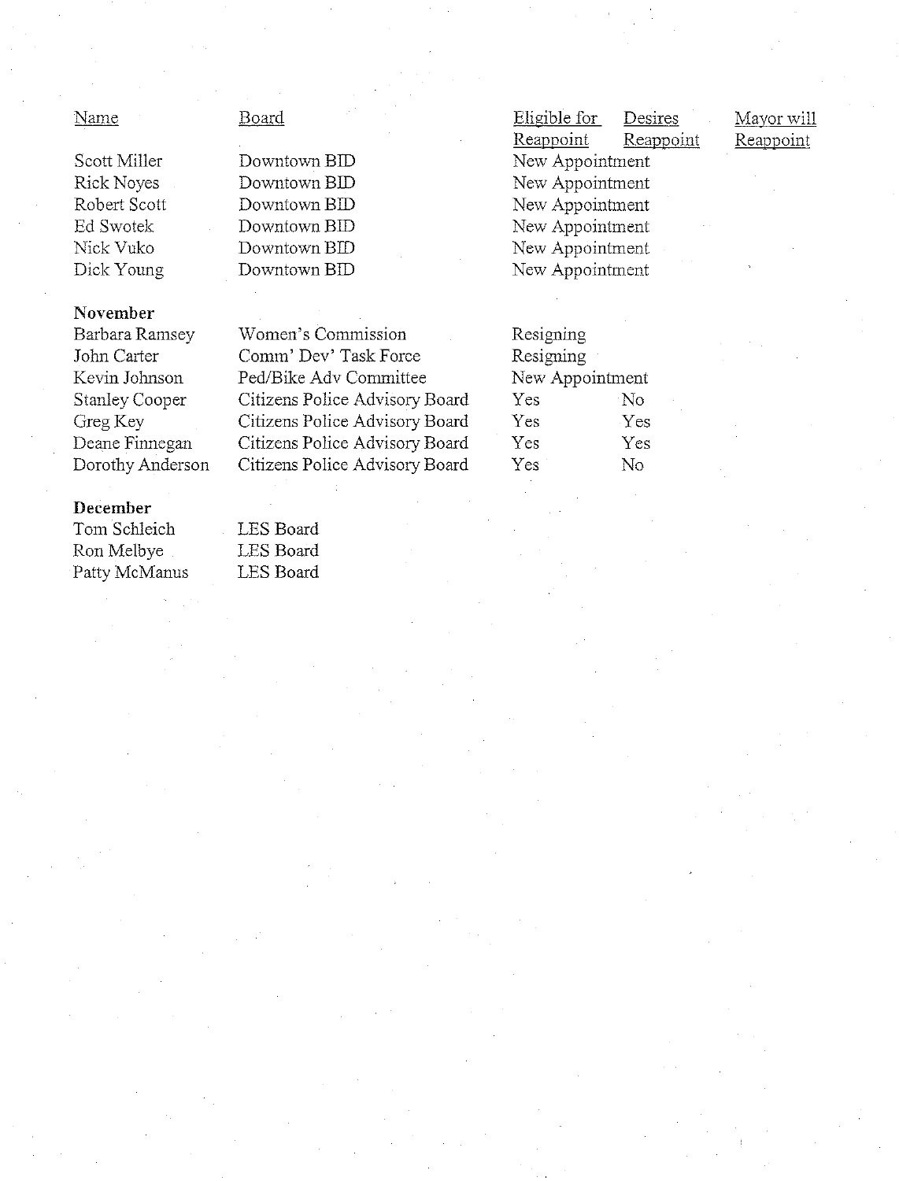| Name | Board | Eligible for Reappoint | Desires Reappoint | Mayor will Reappoint |
|---|---|---|---|---|
| Scott Miller | Downtown BID | New Appointment | | |
| Rick Noyes | Downtown BID | New Appointment | | |
| Robert Scott | Downtown BID | New Appointment | | |
| Ed Swotek | Downtown BID | New Appointment | | |
| Nick Vuko | Downtown BID | New Appointment | | |
| Dick Young | Downtown BID | New Appointment | | |
| **November** | | | | |
| Barbara Ramsey | Women's Commission | Resigning | | |
| John Carter | Comm' Dev' Task Force | Resigning | | |
| Kevin Johnson | Ped/Bike Adv Committee | New Appointment | | |
| Stanley Cooper | Citizens Police Advisory Board | Yes | No | |
| Greg Key | Citizens Police Advisory Board | Yes | Yes | |
| Deane Finnegan | Citizens Police Advisory Board | Yes | Yes | |
| Dorothy Anderson | Citizens Police Advisory Board | Yes | No | |
| **December** | | | | |
| Tom Schleich | LES Board | | | |
| Ron Melbye | LES Board | | | |
| Patty McManus | LES Board | | | |